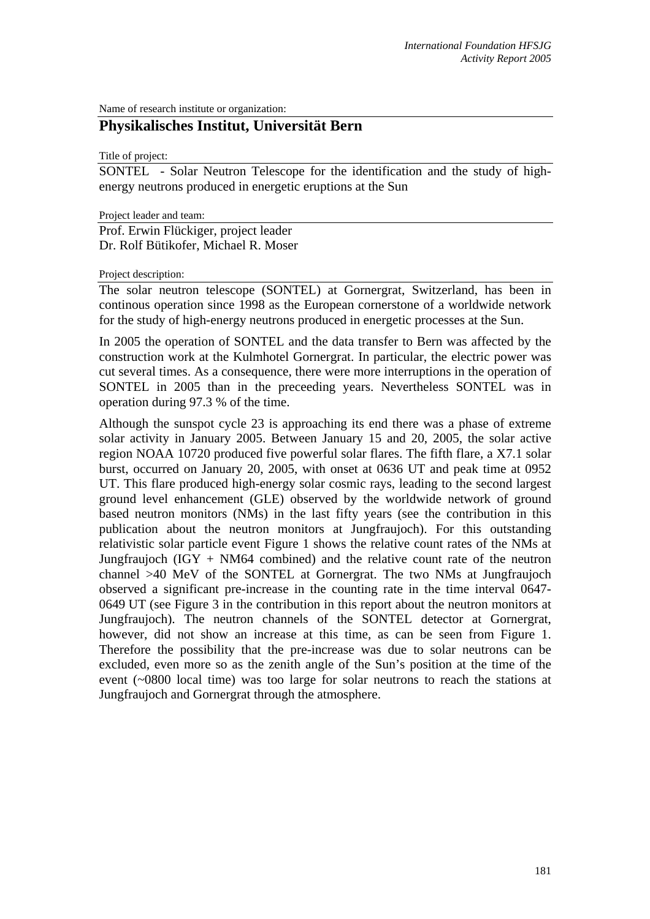Name of research institute or organization:

## Physikalisches Institut, Universität Bern

Title of project:

SONTEL - Solar Neutron Telescope for the identification and the study of high-energy neutrons produced in energetic eruptions at the Sun

Project leader and team:

Prof. Erwin Flückiger, project leader
Dr. Rolf Bütikofer, Michael R. Moser

Project description:

The solar neutron telescope (SONTEL) at Gornergrat, Switzerland, has been in continous operation since 1998 as the European cornerstone of a worldwide network for the study of high-energy neutrons produced in energetic processes at the Sun.

In 2005 the operation of SONTEL and the data transfer to Bern was affected by the construction work at the Kulmhotel Gornergrat. In particular, the electric power was cut several times. As a consequence, there were more interruptions in the operation of SONTEL in 2005 than in the preceeding years. Nevertheless SONTEL was in operation during 97.3 % of the time.

Although the sunspot cycle 23 is approaching its end there was a phase of extreme solar activity in January 2005. Between January 15 and 20, 2005, the solar active region NOAA 10720 produced five powerful solar flares. The fifth flare, a X7.1 solar burst, occurred on January 20, 2005, with onset at 0636 UT and peak time at 0952 UT. This flare produced high-energy solar cosmic rays, leading to the second largest ground level enhancement (GLE) observed by the worldwide network of ground based neutron monitors (NMs) in the last fifty years (see the contribution in this publication about the neutron monitors at Jungfraujoch). For this outstanding relativistic solar particle event Figure 1 shows the relative count rates of the NMs at Jungfraujoch (IGY + NM64 combined) and the relative count rate of the neutron channel >40 MeV of the SONTEL at Gornergrat. The two NMs at Jungfraujoch observed a significant pre-increase in the counting rate in the time interval 0647-0649 UT (see Figure 3 in the contribution in this report about the neutron monitors at Jungfraujoch). The neutron channels of the SONTEL detector at Gornergrat, however, did not show an increase at this time, as can be seen from Figure 1. Therefore the possibility that the pre-increase was due to solar neutrons can be excluded, even more so as the zenith angle of the Sun's position at the time of the event (~0800 local time) was too large for solar neutrons to reach the stations at Jungfraujoch and Gornergrat through the atmosphere.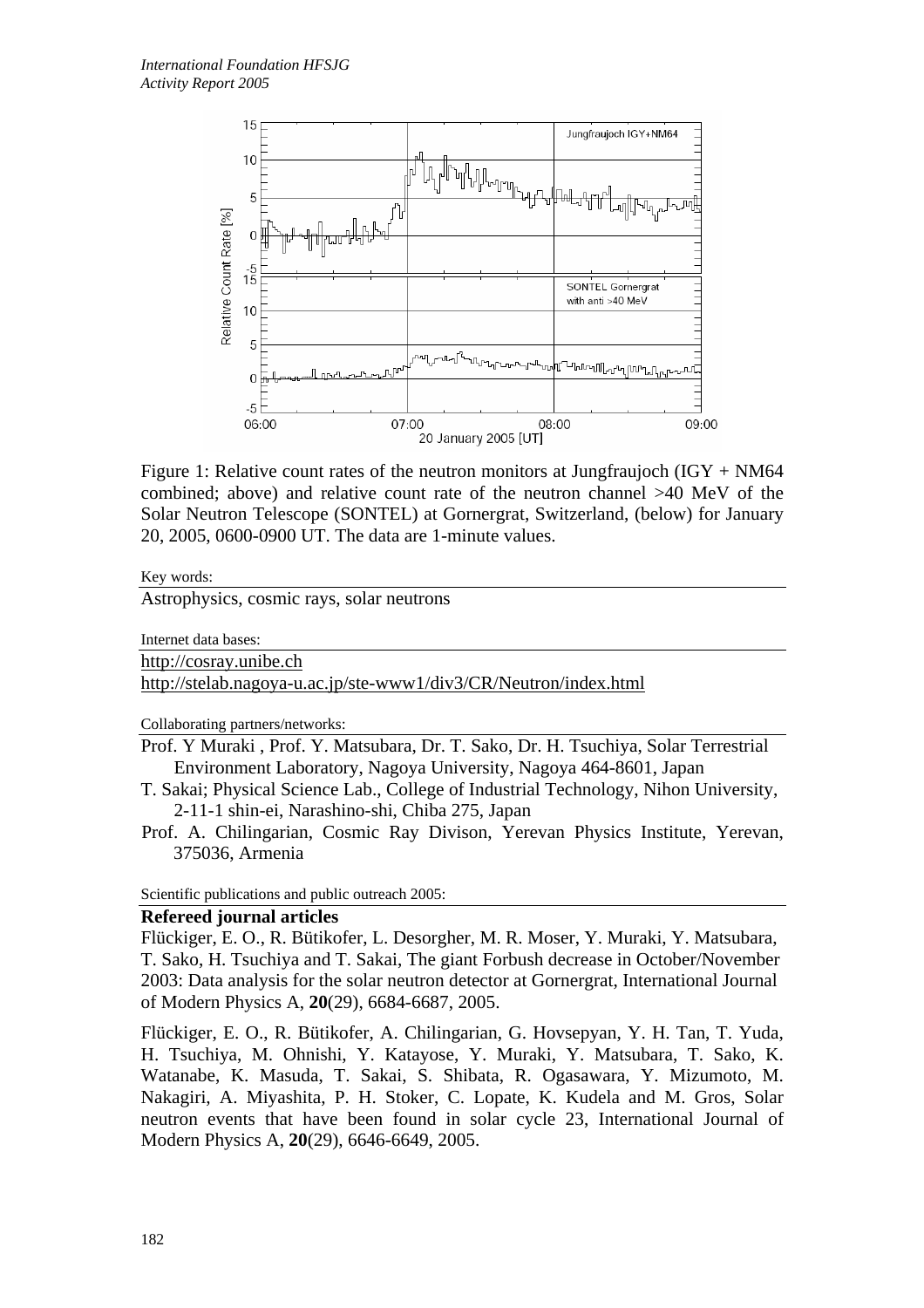Figure 1: Relative count rates of the neutron monitors at Jungfraujoch (IGY + NM64 combined; above) and relative count rate of the neutron channel >40 MeV of the Solar Neutron Telescope (SONTEL) at Gornergrat, Switzerland, (below) for January 20, 2005, 0600-0900 UT. The data are 1-minute values.

Key words:

Astrophysics, cosmic rays, solar neutrons

Internet data bases:

http://cosray.unibe.ch
http://stelab.nagoya-u.ac.jp/ste-www1/div3/CR/Neutron/index.html

Collaborating partners/networks:

Prof. Y Muraki , Prof. Y. Matsubara, Dr. T. Sako, Dr. H. Tsuchiya, Solar Terrestrial Environment Laboratory, Nagoya University, Nagoya 464-8601, Japan

T. Sakai; Physical Science Lab., College of Industrial Technology, Nihon University, 2-11-1 shin-ei, Narashino-shi, Chiba 275, Japan

Prof. A. Chilingarian, Cosmic Ray Divison, Yerevan Physics Institute, Yerevan, 375036, Armenia

Scientific publications and public outreach 2005:

**Refereed journal articles**

Flückiger, E. O., R. Bütikofer, L. Desorgher, M. R. Moser, Y. Muraki, Y. Matsubara, T. Sako, H. Tsuchiya and T. Sakai, The giant Forbush decrease in October/November 2003: Data analysis for the solar neutron detector at Gornergrat, International Journal of Modern Physics A, **20**(29), 6684-6687, 2005.

Flückiger, E. O., R. Bütikofer, A. Chilingarian, G. Hovsepyan, Y. H. Tan, T. Yuda, H. Tsuchiya, M. Ohnishi, Y. Katayose, Y. Muraki, Y. Matsubara, T. Sako, K. Watanabe, K. Masuda, T. Sakai, S. Shibata, R. Ogasawara, Y. Mizumoto, M. Nakagiri, A. Miyashita, P. H. Stoker, C. Lopate, K. Kudela and M. Gros, Solar neutron events that have been found in solar cycle 23, International Journal of Modern Physics A, **20**(29), 6646-6649, 2005.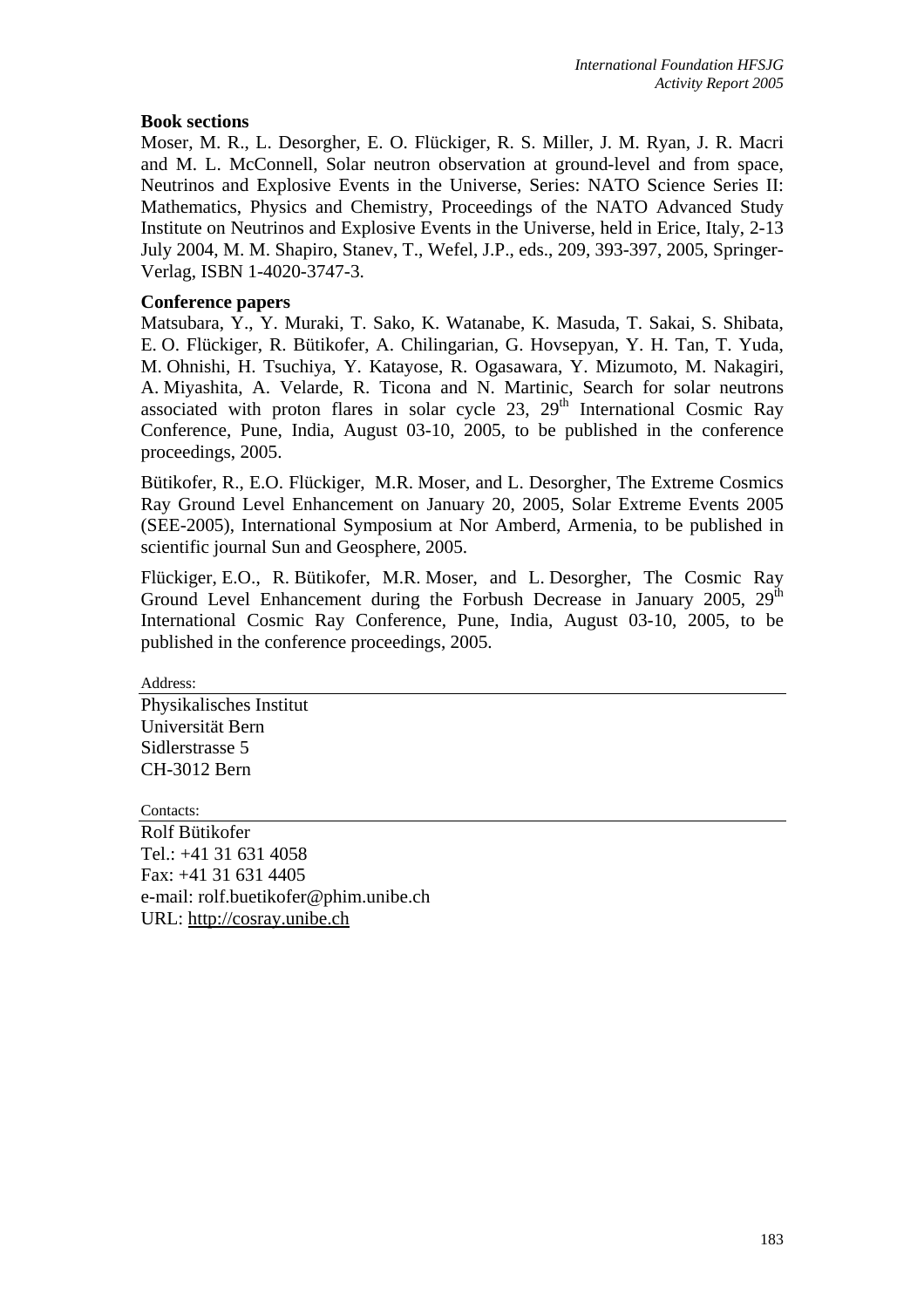### Book sections

Moser, M. R., L. Desorgher, E. O. Flückiger, R. S. Miller, J. M. Ryan, J. R. Macri and M. L. McConnell, Solar neutron observation at ground-level and from space, Neutrinos and Explosive Events in the Universe, Series: NATO Science Series II: Mathematics, Physics and Chemistry, Proceedings of the NATO Advanced Study Institute on Neutrinos and Explosive Events in the Universe, held in Erice, Italy, 2-13 July 2004, M. M. Shapiro, Stanev, T., Wefel, J.P., eds., 209, 393-397, 2005, Springer-Verlag, ISBN 1-4020-3747-3.

### Conference papers

Matsubara, Y., Y. Muraki, T. Sako, K. Watanabe, K. Masuda, T. Sakai, S. Shibata, E. O. Flückiger, R. Bütikofer, A. Chilingarian, G. Hovsepyan, Y. H. Tan, T. Yuda, M. Ohnishi, H. Tsuchiya, Y. Katayose, R. Ogasawara, Y. Mizumoto, M. Nakagiri, A. Miyashita, A. Velarde, R. Ticona and N. Martinic, Search for solar neutrons associated with proton flares in solar cycle 23, 29th International Cosmic Ray Conference, Pune, India, August 03-10, 2005, to be published in the conference proceedings, 2005.

Bütikofer, R., E.O. Flückiger, M.R. Moser, and L. Desorgher, The Extreme Cosmics Ray Ground Level Enhancement on January 20, 2005, Solar Extreme Events 2005 (SEE-2005), International Symposium at Nor Amberd, Armenia, to be published in scientific journal Sun and Geosphere, 2005.

Flückiger, E.O., R. Bütikofer, M.R. Moser, and L. Desorgher, The Cosmic Ray Ground Level Enhancement during the Forbush Decrease in January 2005, 29th International Cosmic Ray Conference, Pune, India, August 03-10, 2005, to be published in the conference proceedings, 2005.

Address:

Physikalisches Institut
Universität Bern
Sidlerstrasse 5
CH-3012 Bern

Contacts:

Rolf Bütikofer
Tel.: +41 31 631 4058
Fax: +41 31 631 4405
e-mail: rolf.buetikofer@phim.unibe.ch
URL: http://cosray.unibe.ch